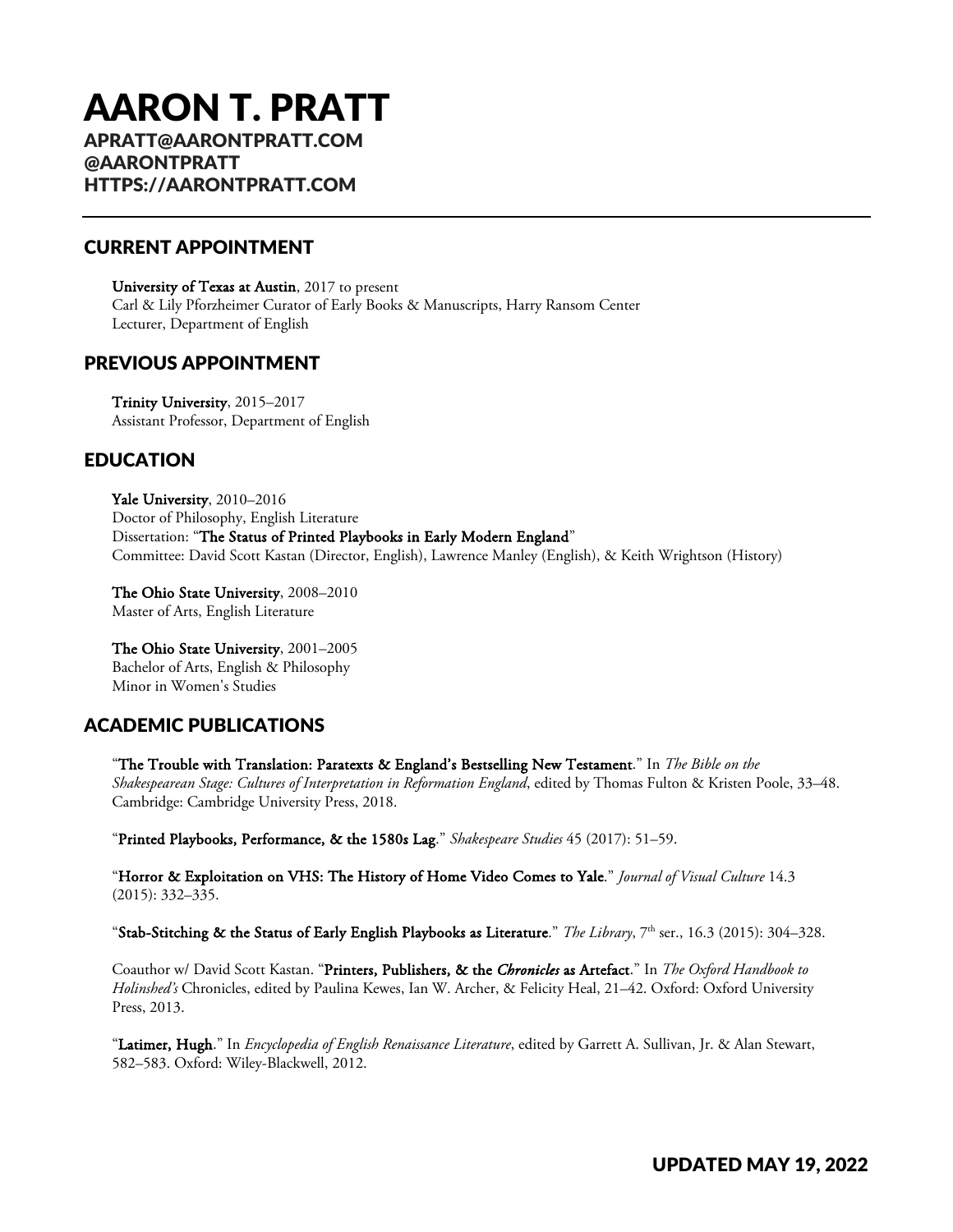# AARON T. PRATT

**APRATT@AARONTPRATT.COM**
**@AARONTPRATT**
**HTTPS://AARONTPRATT.COM**

---

## CURRENT APPOINTMENT

**University of Texas at Austin**, 2017 to present
Carl & Lily Pforzheimer Curator of Early Books & Manuscripts, Harry Ransom Center
Lecturer, Department of English

## PREVIOUS APPOINTMENT

**Trinity University**, 2015–2017
Assistant Professor, Department of English

## EDUCATION

**Yale University**, 2010–2016
Doctor of Philosophy, English Literature
Dissertation: "**The Status of Printed Playbooks in Early Modern England**"
Committee: David Scott Kastan (Director, English), Lawrence Manley (English), & Keith Wrightson (History)

**The Ohio State University**, 2008–2010
Master of Arts, English Literature

**The Ohio State University**, 2001–2005
Bachelor of Arts, English & Philosophy
Minor in Women's Studies

## ACADEMIC PUBLICATIONS

"**The Trouble with Translation: Paratexts & England's Bestselling New Testament**." In *The Bible on the Shakespearean Stage: Cultures of Interpretation in Reformation England*, edited by Thomas Fulton & Kristen Poole, 33–48. Cambridge: Cambridge University Press, 2018.

"**Printed Playbooks, Performance, & the 1580s Lag**." *Shakespeare Studies* 45 (2017): 51–59.

"**Horror & Exploitation on VHS: The History of Home Video Comes to Yale**." *Journal of Visual Culture* 14.3 (2015): 332–335.

"**Stab-Stitching & the Status of Early English Playbooks as Literature**." *The Library*, 7th ser., 16.3 (2015): 304–328.

Coauthor w/ David Scott Kastan. "**Printers, Publishers, & the *Chronicles* as Artefact**." In *The Oxford Handbook to Holinshed's* Chronicles, edited by Paulina Kewes, Ian W. Archer, & Felicity Heal, 21–42. Oxford: Oxford University Press, 2013.

"**Latimer, Hugh**." In *Encyclopedia of English Renaissance Literature*, edited by Garrett A. Sullivan, Jr. & Alan Stewart, 582–583. Oxford: Wiley-Blackwell, 2012.

UPDATED MAY 19, 2022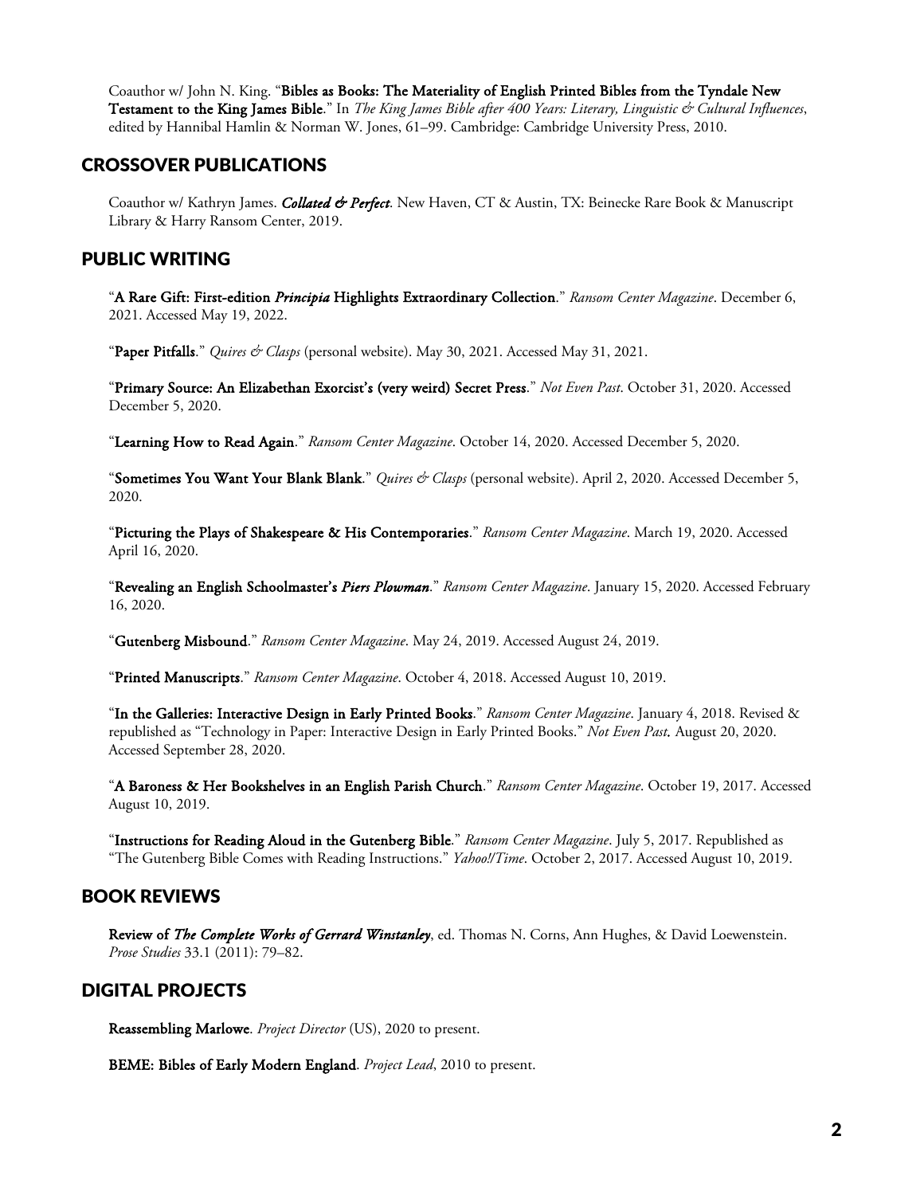Coauthor w/ John N. King. "**Bibles as Books: The Materiality of English Printed Bibles from the Tyndale New Testament to the King James Bible**." In *The King James Bible after 400 Years: Literary, Linguistic & Cultural Influences*, edited by Hannibal Hamlin & Norman W. Jones, 61–99. Cambridge: Cambridge University Press, 2010.

## CROSSOVER PUBLICATIONS

Coauthor w/ Kathryn James. ***Collated & Perfect***. New Haven, CT & Austin, TX: Beinecke Rare Book & Manuscript Library & Harry Ransom Center, 2019.

## PUBLIC WRITING

"**A Rare Gift: First-edition *Principia* Highlights Extraordinary Collection**." *Ransom Center Magazine*. December 6, 2021. Accessed May 19, 2022.

"**Paper Pitfalls**." *Quires & Clasps* (personal website). May 30, 2021. Accessed May 31, 2021.

"**Primary Source: An Elizabethan Exorcist's (very weird) Secret Press**." *Not Even Past*. October 31, 2020. Accessed December 5, 2020.

"**Learning How to Read Again**." *Ransom Center Magazine*. October 14, 2020. Accessed December 5, 2020.

"**Sometimes You Want Your Blank Blank**." *Quires & Clasps* (personal website). April 2, 2020. Accessed December 5, 2020.

"**Picturing the Plays of Shakespeare & His Contemporaries**." *Ransom Center Magazine*. March 19, 2020. Accessed April 16, 2020.

"**Revealing an English Schoolmaster's *Piers Plowman***." *Ransom Center Magazine*. January 15, 2020. Accessed February 16, 2020.

"**Gutenberg Misbound**." *Ransom Center Magazine*. May 24, 2019. Accessed August 24, 2019.

"**Printed Manuscripts**." *Ransom Center Magazine*. October 4, 2018. Accessed August 10, 2019.

"**In the Galleries: Interactive Design in Early Printed Books**." *Ransom Center Magazine*. January 4, 2018. Revised & republished as "Technology in Paper: Interactive Design in Early Printed Books." *Not Even Past*. August 20, 2020. Accessed September 28, 2020.

"**A Baroness & Her Bookshelves in an English Parish Church**." *Ransom Center Magazine*. October 19, 2017. Accessed August 10, 2019.

"**Instructions for Reading Aloud in the Gutenberg Bible**." *Ransom Center Magazine*. July 5, 2017. Republished as "The Gutenberg Bible Comes with Reading Instructions." *Yahoo!/Time*. October 2, 2017. Accessed August 10, 2019.

## BOOK REVIEWS

**Review of *The Complete Works of Gerrard Winstanley***, ed. Thomas N. Corns, Ann Hughes, & David Loewenstein. *Prose Studies* 33.1 (2011): 79–82.

## DIGITAL PROJECTS

**Reassembling Marlowe**. *Project Director* (US), 2020 to present.

**BEME: Bibles of Early Modern England**. *Project Lead*, 2010 to present.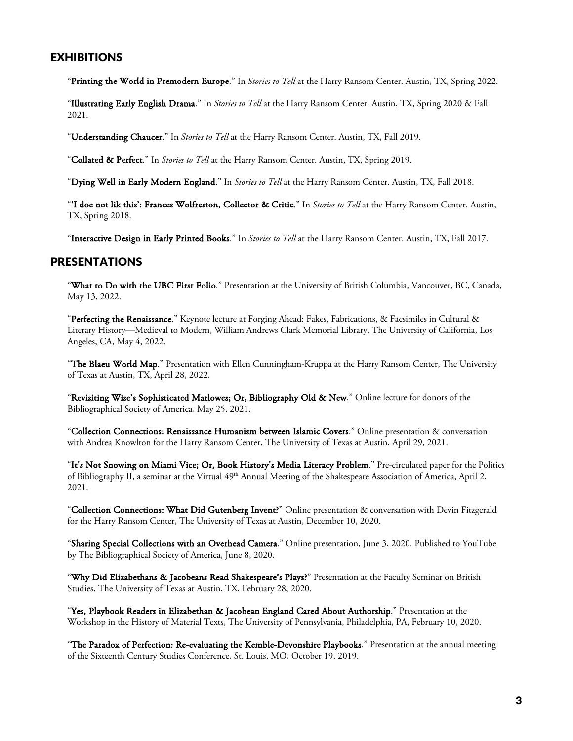## EXHIBITIONS

"**Printing the World in Premodern Europe**." In *Stories to Tell* at the Harry Ransom Center. Austin, TX, Spring 2022.

"**Illustrating Early English Drama**." In *Stories to Tell* at the Harry Ransom Center. Austin, TX, Spring 2020 & Fall 2021.

"**Understanding Chaucer**." In *Stories to Tell* at the Harry Ransom Center. Austin, TX, Fall 2019.

"**Collated & Perfect**." In *Stories to Tell* at the Harry Ransom Center. Austin, TX, Spring 2019.

"**Dying Well in Early Modern England**." In *Stories to Tell* at the Harry Ransom Center. Austin, TX, Fall 2018.

"**'I doe not lik this': Frances Wolfreston, Collector & Critic**." In *Stories to Tell* at the Harry Ransom Center. Austin, TX, Spring 2018.

"**Interactive Design in Early Printed Books**." In *Stories to Tell* at the Harry Ransom Center. Austin, TX, Fall 2017.

## PRESENTATIONS

"**What to Do with the UBC First Folio**." Presentation at the University of British Columbia, Vancouver, BC, Canada, May 13, 2022.

"**Perfecting the Renaissance**." Keynote lecture at Forging Ahead: Fakes, Fabrications, & Facsimiles in Cultural & Literary History—Medieval to Modern, William Andrews Clark Memorial Library, The University of California, Los Angeles, CA, May 4, 2022.

"**The Blaeu World Map**." Presentation with Ellen Cunningham-Kruppa at the Harry Ransom Center, The University of Texas at Austin, TX, April 28, 2022.

"**Revisiting Wise's Sophisticated Marlowes; Or, Bibliography Old & New**." Online lecture for donors of the Bibliographical Society of America, May 25, 2021.

"**Collection Connections: Renaissance Humanism between Islamic Covers**." Online presentation & conversation with Andrea Knowlton for the Harry Ransom Center, The University of Texas at Austin, April 29, 2021.

"**It's Not Snowing on Miami Vice; Or, Book History's Media Literacy Problem**." Pre-circulated paper for the Politics of Bibliography II, a seminar at the Virtual 49th Annual Meeting of the Shakespeare Association of America, April 2, 2021.

"**Collection Connections: What Did Gutenberg Invent?**" Online presentation & conversation with Devin Fitzgerald for the Harry Ransom Center, The University of Texas at Austin, December 10, 2020.

"**Sharing Special Collections with an Overhead Camera**." Online presentation, June 3, 2020. Published to YouTube by The Bibliographical Society of America, June 8, 2020.

"**Why Did Elizabethans & Jacobeans Read Shakespeare's Plays?**" Presentation at the Faculty Seminar on British Studies, The University of Texas at Austin, TX, February 28, 2020.

"**Yes, Playbook Readers in Elizabethan & Jacobean England Cared About Authorship**." Presentation at the Workshop in the History of Material Texts, The University of Pennsylvania, Philadelphia, PA, February 10, 2020.

"**The Paradox of Perfection: Re-evaluating the Kemble-Devonshire Playbooks**." Presentation at the annual meeting of the Sixteenth Century Studies Conference, St. Louis, MO, October 19, 2019.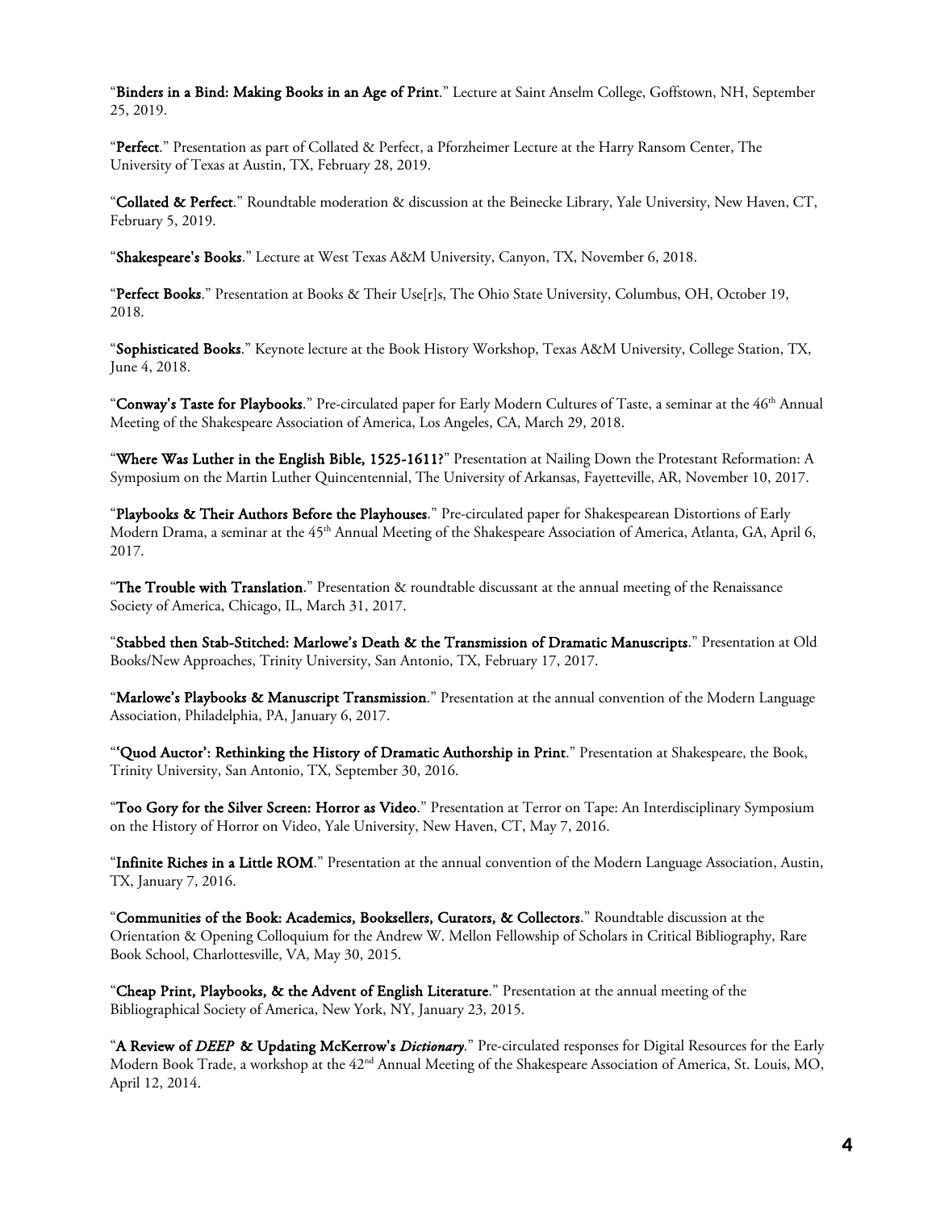"**Binders in a Bind: Making Books in an Age of Print**." Lecture at Saint Anselm College, Goffstown, NH, September 25, 2019.

"**Perfect**." Presentation as part of Collated & Perfect, a Pforzheimer Lecture at the Harry Ransom Center, The University of Texas at Austin, TX, February 28, 2019.

"**Collated & Perfect**." Roundtable moderation & discussion at the Beinecke Library, Yale University, New Haven, CT, February 5, 2019.

"**Shakespeare's Books**." Lecture at West Texas A&M University, Canyon, TX, November 6, 2018.

"**Perfect Books**." Presentation at Books & Their Use[r]s, The Ohio State University, Columbus, OH, October 19, 2018.

"**Sophisticated Books**." Keynote lecture at the Book History Workshop, Texas A&M University, College Station, TX, June 4, 2018.

"**Conway's Taste for Playbooks**." Pre-circulated paper for Early Modern Cultures of Taste, a seminar at the 46th Annual Meeting of the Shakespeare Association of America, Los Angeles, CA, March 29, 2018.

"**Where Was Luther in the English Bible, 1525-1611?**" Presentation at Nailing Down the Protestant Reformation: A Symposium on the Martin Luther Quincentennial, The University of Arkansas, Fayetteville, AR, November 10, 2017.

"**Playbooks & Their Authors Before the Playhouses**." Pre-circulated paper for Shakespearean Distortions of Early Modern Drama, a seminar at the 45th Annual Meeting of the Shakespeare Association of America, Atlanta, GA, April 6, 2017.

"**The Trouble with Translation**." Presentation & roundtable discussant at the annual meeting of the Renaissance Society of America, Chicago, IL, March 31, 2017.

"**Stabbed then Stab-Stitched: Marlowe's Death & the Transmission of Dramatic Manuscripts**." Presentation at Old Books/New Approaches, Trinity University, San Antonio, TX, February 17, 2017.

"**Marlowe's Playbooks & Manuscript Transmission**." Presentation at the annual convention of the Modern Language Association, Philadelphia, PA, January 6, 2017.

"**'Quod Auctor': Rethinking the History of Dramatic Authorship in Print**." Presentation at Shakespeare, the Book, Trinity University, San Antonio, TX, September 30, 2016.

"**Too Gory for the Silver Screen: Horror as Video**." Presentation at Terror on Tape: An Interdisciplinary Symposium on the History of Horror on Video, Yale University, New Haven, CT, May 7, 2016.

"**Infinite Riches in a Little ROM**." Presentation at the annual convention of the Modern Language Association, Austin, TX, January 7, 2016.

"**Communities of the Book: Academics, Booksellers, Curators, & Collectors**." Roundtable discussion at the Orientation & Opening Colloquium for the Andrew W. Mellon Fellowship of Scholars in Critical Bibliography, Rare Book School, Charlottesville, VA, May 30, 2015.

"**Cheap Print, Playbooks, & the Advent of English Literature**." Presentation at the annual meeting of the Bibliographical Society of America, New York, NY, January 23, 2015.

"**A Review of *DEEP* & Updating McKerrow's *Dictionary***." Pre-circulated responses for Digital Resources for the Early Modern Book Trade, a workshop at the 42nd Annual Meeting of the Shakespeare Association of America, St. Louis, MO, April 12, 2014.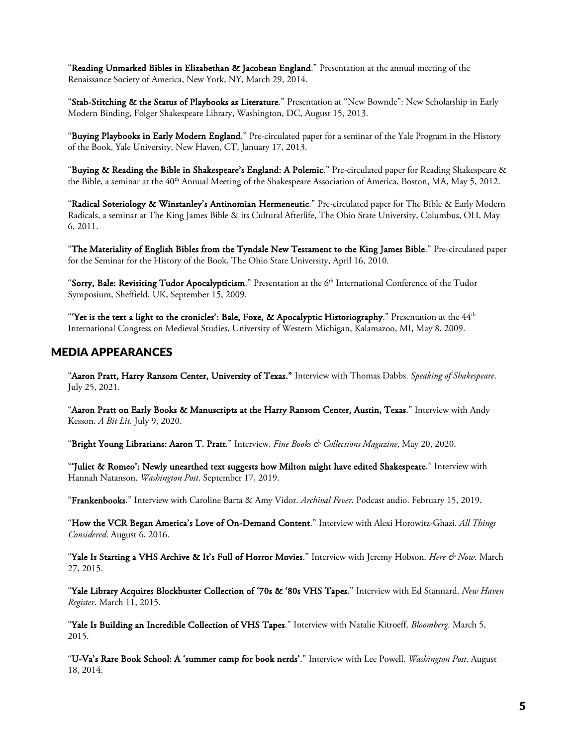"**Reading Unmarked Bibles in Elizabethan & Jacobean England**." Presentation at the annual meeting of the Renaissance Society of America, New York, NY, March 29, 2014.

"**Stab-Stitching & the Status of Playbooks as Literature**." Presentation at "New Bownde": New Scholarship in Early Modern Binding, Folger Shakespeare Library, Washington, DC, August 15, 2013.

"**Buying Playbooks in Early Modern England**." Pre-circulated paper for a seminar of the Yale Program in the History of the Book, Yale University, New Haven, CT, January 17, 2013.

"**Buying & Reading the Bible in Shakespeare's England: A Polemic**." Pre-circulated paper for Reading Shakespeare & the Bible, a seminar at the 40th Annual Meeting of the Shakespeare Association of America, Boston, MA, May 5, 2012.

"**Radical Soteriology & Winstanley's Antinomian Hermeneutic**." Pre-circulated paper for The Bible & Early Modern Radicals, a seminar at The King James Bible & its Cultural Afterlife, The Ohio State University, Columbus, OH, May 6, 2011.

"**The Materiality of English Bibles from the Tyndale New Testament to the King James Bible**." Pre-circulated paper for the Seminar for the History of the Book, The Ohio State University, April 16, 2010.

"**Sorry, Bale: Revisiting Tudor Apocalypticism**." Presentation at the 6th International Conference of the Tudor Symposium, Sheffield, UK, September 15, 2009.

"**'Yet is the text a light to the cronicles': Bale, Foxe, & Apocalyptic Historiography**." Presentation at the 44th International Congress on Medieval Studies, University of Western Michigan, Kalamazoo, MI, May 8, 2009.

## MEDIA APPEARANCES

"**Aaron Pratt, Harry Ransom Center, University of Texas.**" Interview with Thomas Dabbs. *Speaking of Shakespeare*. July 25, 2021.

"**Aaron Pratt on Early Books & Manuscripts at the Harry Ransom Center, Austin, Texas**." Interview with Andy Kesson. *A Bit Lit*. July 9, 2020.

"**Bright Young Librarians: Aaron T. Pratt**." Interview. *Fine Books & Collections Magazine*, May 20, 2020.

"**'Juliet & Romeo': Newly unearthed text suggests how Milton might have edited Shakespeare**." Interview with Hannah Natanson. *Washington Post*. September 17, 2019.

"**Frankenbooks**." Interview with Caroline Barta & Amy Vidor. *Archival Fever*. Podcast audio. February 15, 2019.

"**How the VCR Began America's Love of On-Demand Content**." Interview with Alexi Horowitz-Ghazi. *All Things Considered*. August 6, 2016.

"**Yale Is Starting a VHS Archive & It's Full of Horror Movies**." Interview with Jeremy Hobson. *Here & Now*. March 27, 2015.

"**Yale Library Acquires Blockbuster Collection of '70s & '80s VHS Tapes**." Interview with Ed Stannard. *New Haven Register*. March 11, 2015.

"**Yale Is Building an Incredible Collection of VHS Tapes**." Interview with Natalie Kitroeff. *Bloomberg*. March 5, 2015.

"**U-Va's Rare Book School: A 'summer camp for book nerds'**." Interview with Lee Powell. *Washington Post*. August 18, 2014.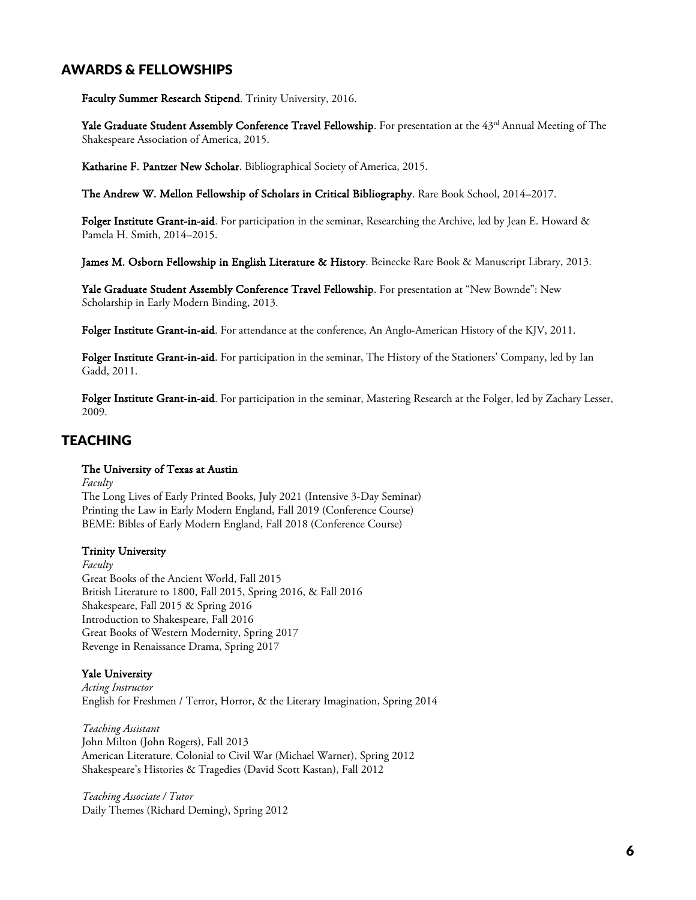## AWARDS & FELLOWSHIPS

**Faculty Summer Research Stipend**. Trinity University, 2016.

**Yale Graduate Student Assembly Conference Travel Fellowship**. For presentation at the 43rd Annual Meeting of The Shakespeare Association of America, 2015.

**Katharine F. Pantzer New Scholar**. Bibliographical Society of America, 2015.

**The Andrew W. Mellon Fellowship of Scholars in Critical Bibliography**. Rare Book School, 2014–2017.

**Folger Institute Grant-in-aid**. For participation in the seminar, Researching the Archive, led by Jean E. Howard & Pamela H. Smith, 2014–2015.

**James M. Osborn Fellowship in English Literature & History**. Beinecke Rare Book & Manuscript Library, 2013.

**Yale Graduate Student Assembly Conference Travel Fellowship**. For presentation at "New Bownde": New Scholarship in Early Modern Binding, 2013.

**Folger Institute Grant-in-aid**. For attendance at the conference, An Anglo-American History of the KJV, 2011.

**Folger Institute Grant-in-aid**. For participation in the seminar, The History of the Stationers' Company, led by Ian Gadd, 2011.

**Folger Institute Grant-in-aid**. For participation in the seminar, Mastering Research at the Folger, led by Zachary Lesser, 2009.

## TEACHING

**The University of Texas at Austin**
*Faculty*
The Long Lives of Early Printed Books, July 2021 (Intensive 3-Day Seminar)
Printing the Law in Early Modern England, Fall 2019 (Conference Course)
BEME: Bibles of Early Modern England, Fall 2018 (Conference Course)

**Trinity University**
*Faculty*
Great Books of the Ancient World, Fall 2015
British Literature to 1800, Fall 2015, Spring 2016, & Fall 2016
Shakespeare, Fall 2015 & Spring 2016
Introduction to Shakespeare, Fall 2016
Great Books of Western Modernity, Spring 2017
Revenge in Renaissance Drama, Spring 2017

**Yale University**
*Acting Instructor*
English for Freshmen / Terror, Horror, & the Literary Imagination, Spring 2014

*Teaching Assistant*
John Milton (John Rogers), Fall 2013
American Literature, Colonial to Civil War (Michael Warner), Spring 2012
Shakespeare's Histories & Tragedies (David Scott Kastan), Fall 2012

*Teaching Associate / Tutor*
Daily Themes (Richard Deming), Spring 2012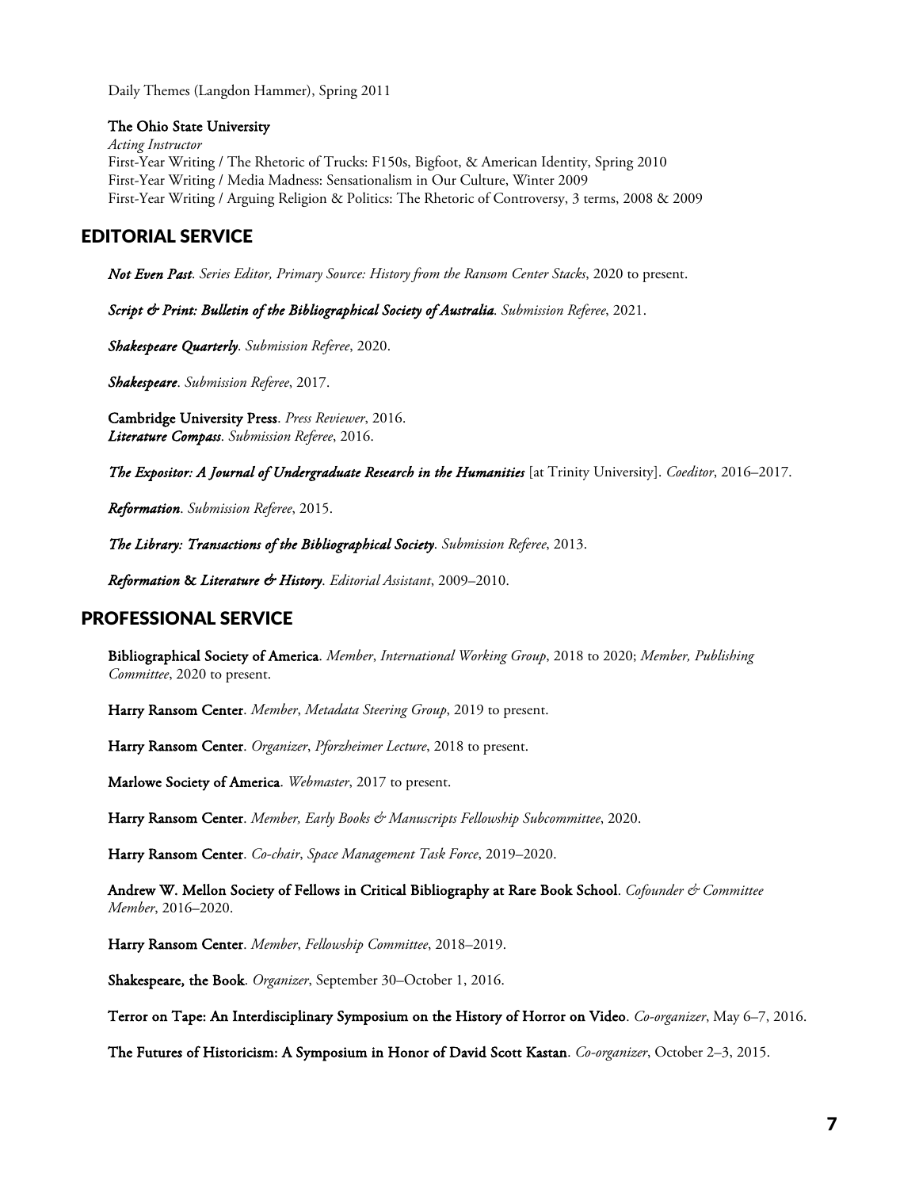Daily Themes (Langdon Hammer), Spring 2011

**The Ohio State University**
*Acting Instructor*
First-Year Writing / The Rhetoric of Trucks: F150s, Bigfoot, & American Identity, Spring 2010
First-Year Writing / Media Madness: Sensationalism in Our Culture, Winter 2009
First-Year Writing / Arguing Religion & Politics: The Rhetoric of Controversy, 3 terms, 2008 & 2009

## EDITORIAL SERVICE

***Not Even Past***. *Series Editor, Primary Source: History from the Ransom Center Stacks*, 2020 to present.

***Script & Print: Bulletin of the Bibliographical Society of Australia***. *Submission Referee*, 2021.

***Shakespeare Quarterly***. *Submission Referee*, 2020.

***Shakespeare***. *Submission Referee*, 2017.

**Cambridge University Press**. *Press Reviewer*, 2016.
***Literature Compass***. *Submission Referee*, 2016.

***The Expositor: A Journal of Undergraduate Research in the Humanities*** [at Trinity University]. *Coeditor*, 2016–2017.

***Reformation***. *Submission Referee*, 2015.

***The Library: Transactions of the Bibliographical Society***. *Submission Referee*, 2013.

***Reformation*** **&** ***Literature & History***. *Editorial Assistant*, 2009–2010.

## PROFESSIONAL SERVICE

**Bibliographical Society of America**. *Member*, *International Working Group*, 2018 to 2020; *Member, Publishing Committee*, 2020 to present.

**Harry Ransom Center**. *Member*, *Metadata Steering Group*, 2019 to present.

**Harry Ransom Center**. *Organizer*, *Pforzheimer Lecture*, 2018 to present.

**Marlowe Society of America**. *Webmaster*, 2017 to present.

**Harry Ransom Center**. *Member, Early Books & Manuscripts Fellowship Subcommittee*, 2020.

**Harry Ransom Center**. *Co-chair*, *Space Management Task Force*, 2019–2020.

**Andrew W. Mellon Society of Fellows in Critical Bibliography at Rare Book School**. *Cofounder & Committee Member*, 2016–2020.

**Harry Ransom Center**. *Member*, *Fellowship Committee*, 2018–2019.

**Shakespeare, the Book**. *Organizer*, September 30–October 1, 2016.

**Terror on Tape: An Interdisciplinary Symposium on the History of Horror on Video**. *Co-organizer*, May 6–7, 2016.

**The Futures of Historicism: A Symposium in Honor of David Scott Kastan**. *Co-organizer*, October 2–3, 2015.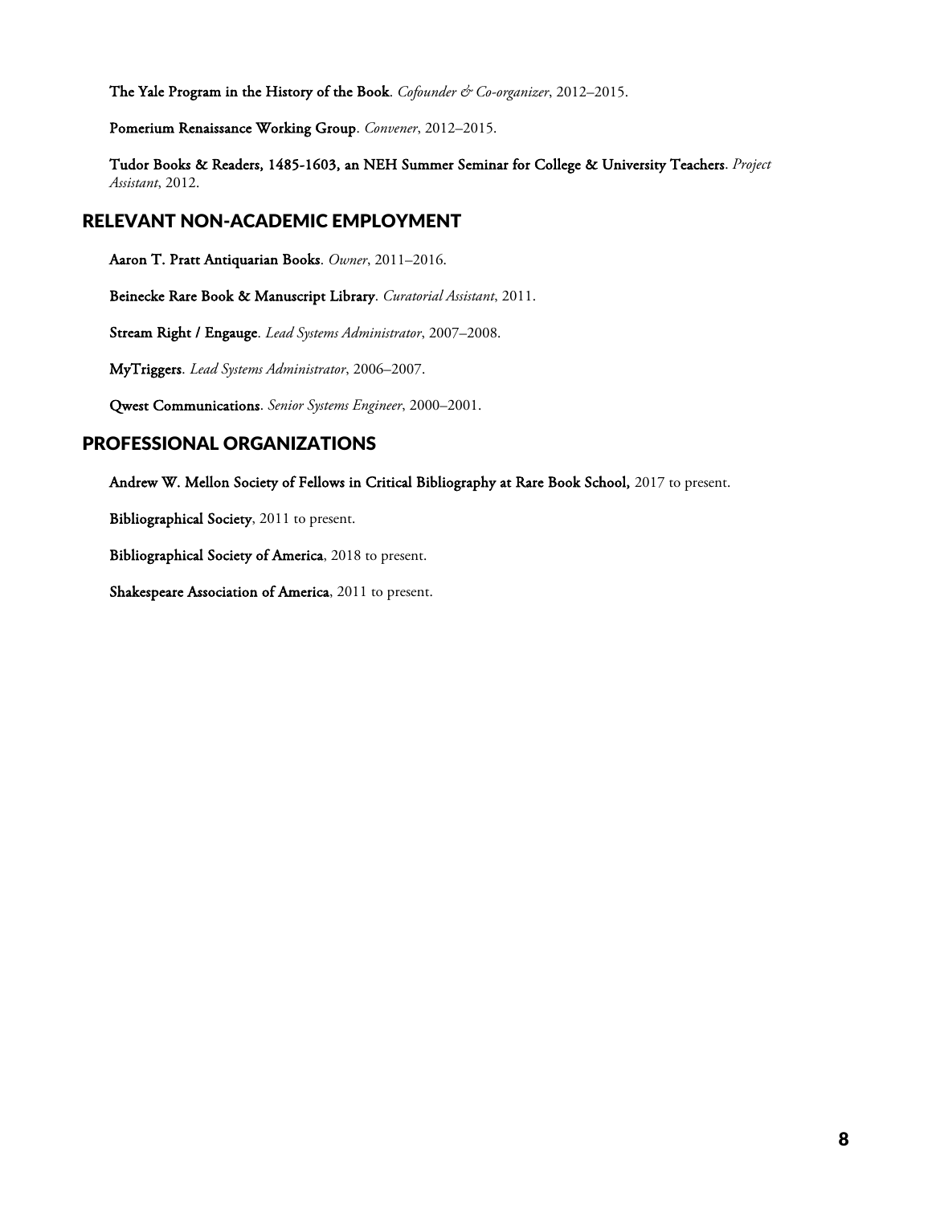**The Yale Program in the History of the Book**. *Cofounder & Co-organizer*, 2012–2015.

**Pomerium Renaissance Working Group**. *Convener*, 2012–2015.

**Tudor Books & Readers, 1485-1603, an NEH Summer Seminar for College & University Teachers**. *Project Assistant*, 2012.

## RELEVANT NON-ACADEMIC EMPLOYMENT

**Aaron T. Pratt Antiquarian Books**. *Owner*, 2011–2016.

**Beinecke Rare Book & Manuscript Library**. *Curatorial Assistant*, 2011.

**Stream Right / Engauge**. *Lead Systems Administrator*, 2007–2008.

**MyTriggers**. *Lead Systems Administrator*, 2006–2007.

**Qwest Communications**. *Senior Systems Engineer*, 2000–2001.

## PROFESSIONAL ORGANIZATIONS

**Andrew W. Mellon Society of Fellows in Critical Bibliography at Rare Book School,** 2017 to present.

**Bibliographical Society**, 2011 to present.

**Bibliographical Society of America**, 2018 to present.

**Shakespeare Association of America**, 2011 to present.